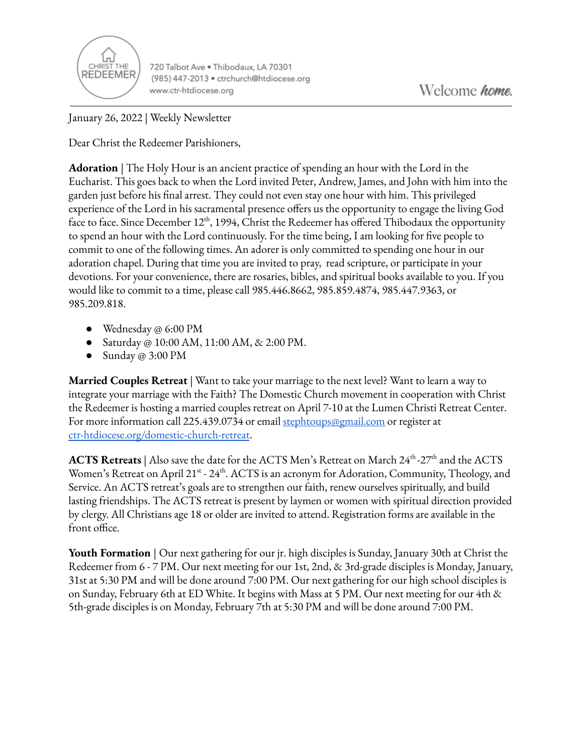CHRIST THE REDEEMER

720 Talbot Ave • Thibodaux, LA 70301
(985) 447-2013 • ctrchurch@htdiocese.org
www.ctr-htdiocese.org

Welcome ***home.***

January 26, 2022 | Weekly Newsletter

Dear Christ the Redeemer Parishioners,

**Adoration** | The Holy Hour is an ancient practice of spending an hour with the Lord in the Eucharist. This goes back to when the Lord invited Peter, Andrew, James, and John with him into the garden just before his final arrest. They could not even stay one hour with him. This privileged experience of the Lord in his sacramental presence offers us the opportunity to engage the living God face to face. Since December 12th, 1994, Christ the Redeemer has offered Thibodaux the opportunity to spend an hour with the Lord continuously. For the time being, I am looking for five people to commit to one of the following times. An adorer is only committed to spending one hour in our adoration chapel. During that time you are invited to pray, read scripture, or participate in your devotions. For your convenience, there are rosaries, bibles, and spiritual books available to you. If you would like to commit to a time, please call 985.446.8662, 985.859.4874, 985.447.9363, or 985.209.818.

- Wednesday @ 6:00 PM
- Saturday @ 10:00 AM, 11:00 AM, & 2:00 PM.
- Sunday @ 3:00 PM

**Married Couples Retreat** | Want to take your marriage to the next level? Want to learn a way to integrate your marriage with the Faith? The Domestic Church movement in cooperation with Christ the Redeemer is hosting a married couples retreat on April 7-10 at the Lumen Christi Retreat Center. For more information call 225.439.0734 or email stephtoups@gmail.com or register at ctr-htdiocese.org/domestic-church-retreat.

**ACTS Retreats** | Also save the date for the ACTS Men's Retreat on March 24th-27th and the ACTS Women's Retreat on April 21st - 24th. ACTS is an acronym for Adoration, Community, Theology, and Service. An ACTS retreat's goals are to strengthen our faith, renew ourselves spiritually, and build lasting friendships. The ACTS retreat is present by laymen or women with spiritual direction provided by clergy. All Christians age 18 or older are invited to attend. Registration forms are available in the front office.

**Youth Formation** | Our next gathering for our jr. high disciples is Sunday, January 30th at Christ the Redeemer from 6 - 7 PM. Our next meeting for our 1st, 2nd, & 3rd-grade disciples is Monday, January, 31st at 5:30 PM and will be done around 7:00 PM. Our next gathering for our high school disciples is on Sunday, February 6th at ED White. It begins with Mass at 5 PM. Our next meeting for our 4th & 5th-grade disciples is on Monday, February 7th at 5:30 PM and will be done around 7:00 PM.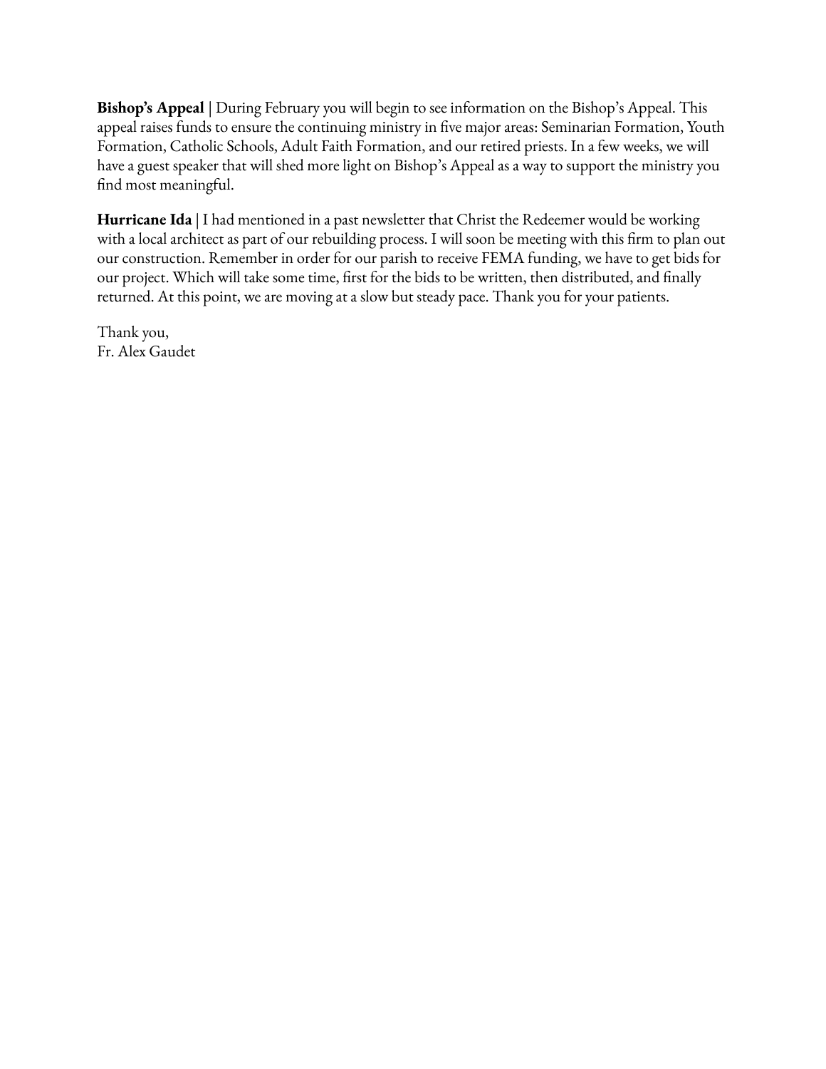**Bishop's Appeal |** During February you will begin to see information on the Bishop's Appeal. This appeal raises funds to ensure the continuing ministry in five major areas: Seminarian Formation, Youth Formation, Catholic Schools, Adult Faith Formation, and our retired priests. In a few weeks, we will have a guest speaker that will shed more light on Bishop's Appeal as a way to support the ministry you find most meaningful.

**Hurricane Ida |** I had mentioned in a past newsletter that Christ the Redeemer would be working with a local architect as part of our rebuilding process. I will soon be meeting with this firm to plan out our construction. Remember in order for our parish to receive FEMA funding, we have to get bids for our project. Which will take some time, first for the bids to be written, then distributed, and finally returned. At this point, we are moving at a slow but steady pace. Thank you for your patients.

Thank you,
Fr. Alex Gaudet